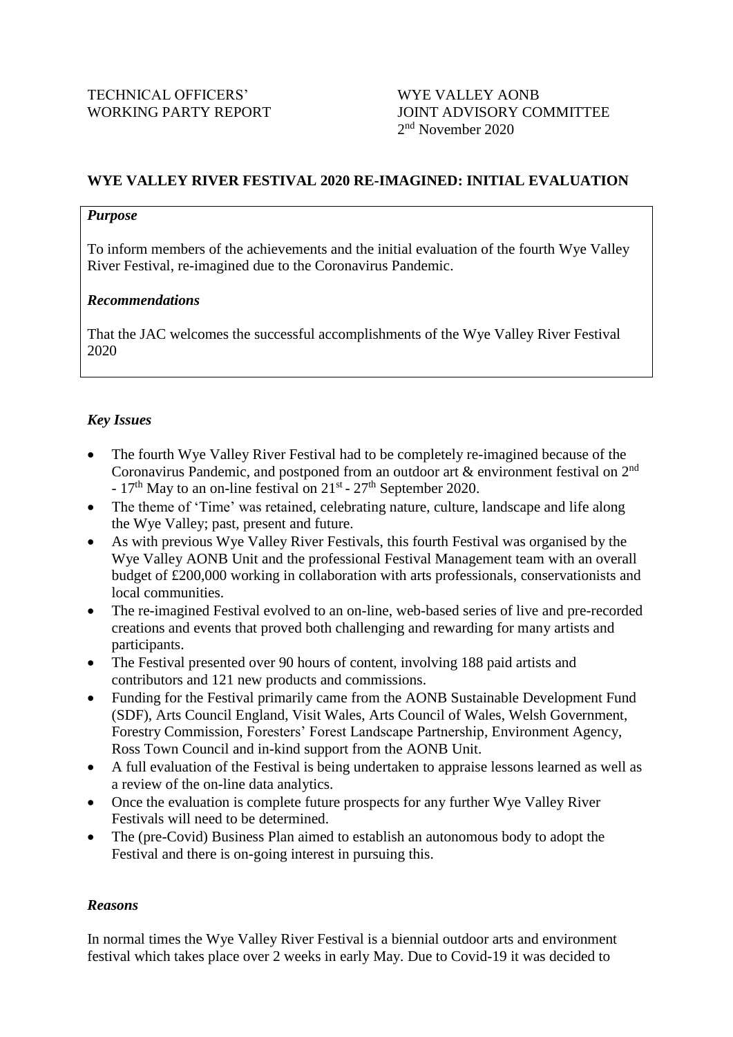TECHNICAL OFFICERS' WORKING PARTY REPORT

WYE VALLEY AONB JOINT ADVISORY COMMITTEE
2nd November 2020

## WYE VALLEY RIVER FESTIVAL 2020 RE-IMAGINED: INITIAL EVALUATION

***Purpose***

To inform members of the achievements and the initial evaluation of the fourth Wye Valley River Festival, re-imagined due to the Coronavirus Pandemic.

***Recommendations***

That the JAC welcomes the successful accomplishments of the Wye Valley River Festival 2020

***Key Issues***

- The fourth Wye Valley River Festival had to be completely re-imagined because of the Coronavirus Pandemic, and postponed from an outdoor art & environment festival on 2nd - 17th May to an on-line festival on 21st - 27th September 2020.
- The theme of 'Time' was retained, celebrating nature, culture, landscape and life along the Wye Valley; past, present and future.
- As with previous Wye Valley River Festivals, this fourth Festival was organised by the Wye Valley AONB Unit and the professional Festival Management team with an overall budget of £200,000 working in collaboration with arts professionals, conservationists and local communities.
- The re-imagined Festival evolved to an on-line, web-based series of live and pre-recorded creations and events that proved both challenging and rewarding for many artists and participants.
- The Festival presented over 90 hours of content, involving 188 paid artists and contributors and 121 new products and commissions.
- Funding for the Festival primarily came from the AONB Sustainable Development Fund (SDF), Arts Council England, Visit Wales, Arts Council of Wales, Welsh Government, Forestry Commission, Foresters' Forest Landscape Partnership, Environment Agency, Ross Town Council and in-kind support from the AONB Unit.
- A full evaluation of the Festival is being undertaken to appraise lessons learned as well as a review of the on-line data analytics.
- Once the evaluation is complete future prospects for any further Wye Valley River Festivals will need to be determined.
- The (pre-Covid) Business Plan aimed to establish an autonomous body to adopt the Festival and there is on-going interest in pursuing this.

***Reasons***

In normal times the Wye Valley River Festival is a biennial outdoor arts and environment festival which takes place over 2 weeks in early May. Due to Covid-19 it was decided to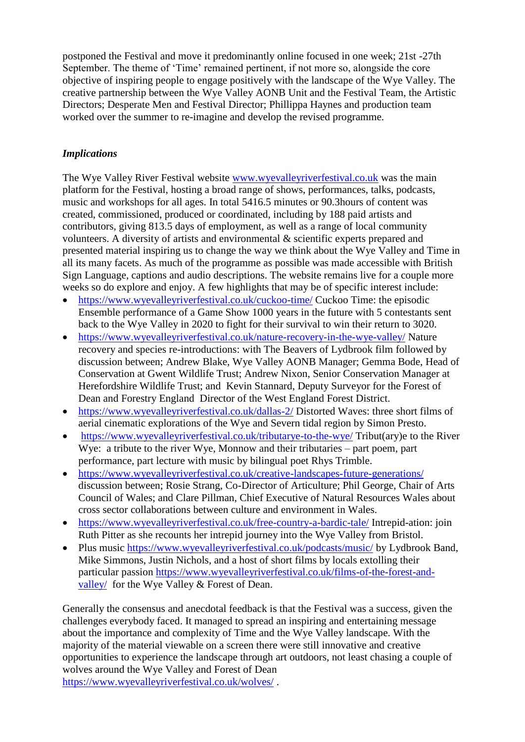postponed the Festival and move it predominantly online focused in one week; 21st -27th September. The theme of 'Time' remained pertinent, if not more so, alongside the core objective of inspiring people to engage positively with the landscape of the Wye Valley. The creative partnership between the Wye Valley AONB Unit and the Festival Team, the Artistic Directors; Desperate Men and Festival Director; Phillippa Haynes and production team worked over the summer to re-imagine and develop the revised programme.

***Implications***

The Wye Valley River Festival website [www.wyevalleyriverfestival.co.uk](www.wyevalleyriverfestival.co.uk) was the main platform for the Festival, hosting a broad range of shows, performances, talks, podcasts, music and workshops for all ages. In total 5416.5 minutes or 90.3hours of content was created, commissioned, produced or coordinated, including by 188 paid artists and contributors, giving 813.5 days of employment, as well as a range of local community volunteers. A diversity of artists and environmental & scientific experts prepared and presented material inspiring us to change the way we think about the Wye Valley and Time in all its many facets. As much of the programme as possible was made accessible with British Sign Language, captions and audio descriptions. The website remains live for a couple more weeks so do explore and enjoy. A few highlights that may be of specific interest include:

- https://www.wyevalleyriverfestival.co.uk/cuckoo-time/ Cuckoo Time: the episodic Ensemble performance of a Game Show 1000 years in the future with 5 contestants sent back to the Wye Valley in 2020 to fight for their survival to win their return to 3020.
- https://www.wyevalleyriverfestival.co.uk/nature-recovery-in-the-wye-valley/ Nature recovery and species re-introductions: with The Beavers of Lydbrook film followed by discussion between; Andrew Blake, Wye Valley AONB Manager; Gemma Bode, Head of Conservation at Gwent Wildlife Trust; Andrew Nixon, Senior Conservation Manager at Herefordshire Wildlife Trust; and Kevin Stannard, Deputy Surveyor for the Forest of Dean and Forestry England Director of the West England Forest District.
- https://www.wyevalleyriverfestival.co.uk/dallas-2/ Distorted Waves: three short films of aerial cinematic explorations of the Wye and Severn tidal region by Simon Presto.
- https://www.wyevalleyriverfestival.co.uk/tributarye-to-the-wye/ Tribut(ary)e to the River Wye: a tribute to the river Wye, Monnow and their tributaries – part poem, part performance, part lecture with music by bilingual poet Rhys Trimble.
- https://www.wyevalleyriverfestival.co.uk/creative-landscapes-future-generations/ discussion between; Rosie Strang, Co-Director of Articulture; Phil George, Chair of Arts Council of Wales; and Clare Pillman, Chief Executive of Natural Resources Wales about cross sector collaborations between culture and environment in Wales.
- https://www.wyevalleyriverfestival.co.uk/free-country-a-bardic-tale/ Intrepid-ation: join Ruth Pitter as she recounts her intrepid journey into the Wye Valley from Bristol.
- Plus music https://www.wyevalleyriverfestival.co.uk/podcasts/music/ by Lydbrook Band, Mike Simmons, Justin Nichols, and a host of short films by locals extolling their particular passion https://www.wyevalleyriverfestival.co.uk/films-of-the-forest-and-valley/ for the Wye Valley & Forest of Dean.

Generally the consensus and anecdotal feedback is that the Festival was a success, given the challenges everybody faced. It managed to spread an inspiring and entertaining message about the importance and complexity of Time and the Wye Valley landscape. With the majority of the material viewable on a screen there were still innovative and creative opportunities to experience the landscape through art outdoors, not least chasing a couple of wolves around the Wye Valley and Forest of Dean https://www.wyevalleyriverfestival.co.uk/wolves/ .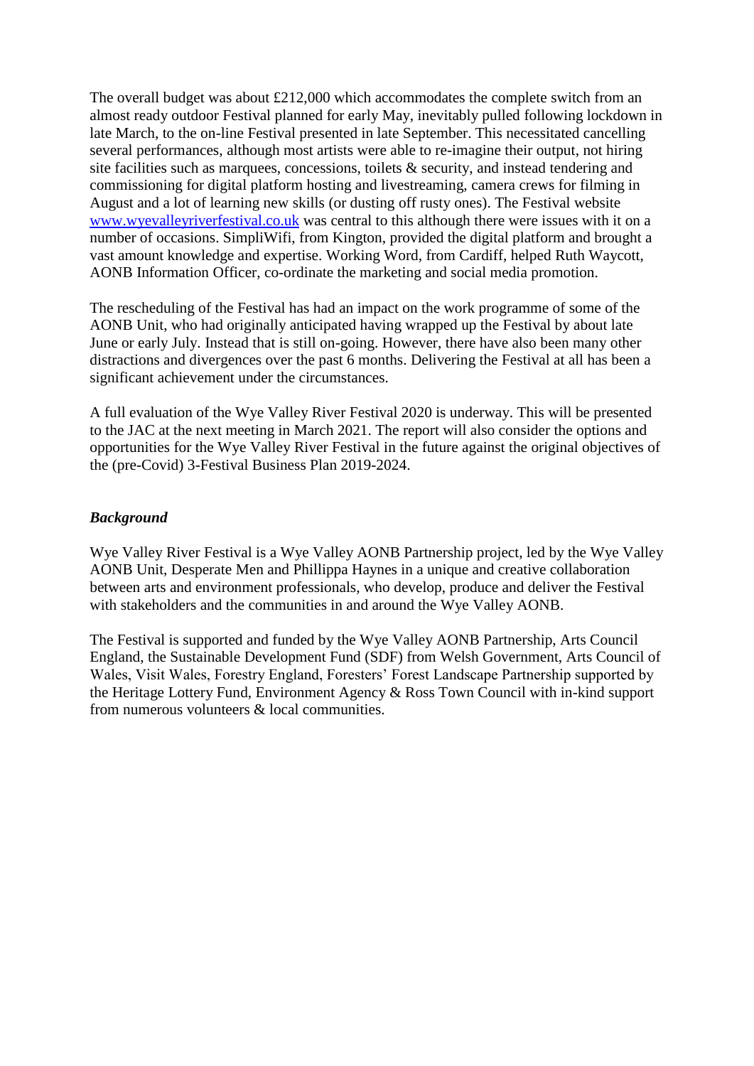The overall budget was about £212,000 which accommodates the complete switch from an almost ready outdoor Festival planned for early May, inevitably pulled following lockdown in late March, to the on-line Festival presented in late September. This necessitated cancelling several performances, although most artists were able to re-imagine their output, not hiring site facilities such as marquees, concessions, toilets & security, and instead tendering and commissioning for digital platform hosting and livestreaming, camera crews for filming in August and a lot of learning new skills (or dusting off rusty ones). The Festival website [www.wyevalleyriverfestival.co.uk](http://www.wyevalleyriverfestival.co.uk) was central to this although there were issues with it on a number of occasions. SimpliWifi, from Kington, provided the digital platform and brought a vast amount knowledge and expertise. Working Word, from Cardiff, helped Ruth Waycott, AONB Information Officer, co-ordinate the marketing and social media promotion.

The rescheduling of the Festival has had an impact on the work programme of some of the AONB Unit, who had originally anticipated having wrapped up the Festival by about late June or early July. Instead that is still on-going. However, there have also been many other distractions and divergences over the past 6 months. Delivering the Festival at all has been a significant achievement under the circumstances.

A full evaluation of the Wye Valley River Festival 2020 is underway. This will be presented to the JAC at the next meeting in March 2021. The report will also consider the options and opportunities for the Wye Valley River Festival in the future against the original objectives of the (pre-Covid) 3-Festival Business Plan 2019-2024.

***Background***

Wye Valley River Festival is a Wye Valley AONB Partnership project, led by the Wye Valley AONB Unit, Desperate Men and Phillippa Haynes in a unique and creative collaboration between arts and environment professionals, who develop, produce and deliver the Festival with stakeholders and the communities in and around the Wye Valley AONB.

The Festival is supported and funded by the Wye Valley AONB Partnership, Arts Council England, the Sustainable Development Fund (SDF) from Welsh Government, Arts Council of Wales, Visit Wales, Forestry England, Foresters' Forest Landscape Partnership supported by the Heritage Lottery Fund, Environment Agency & Ross Town Council with in-kind support from numerous volunteers & local communities.